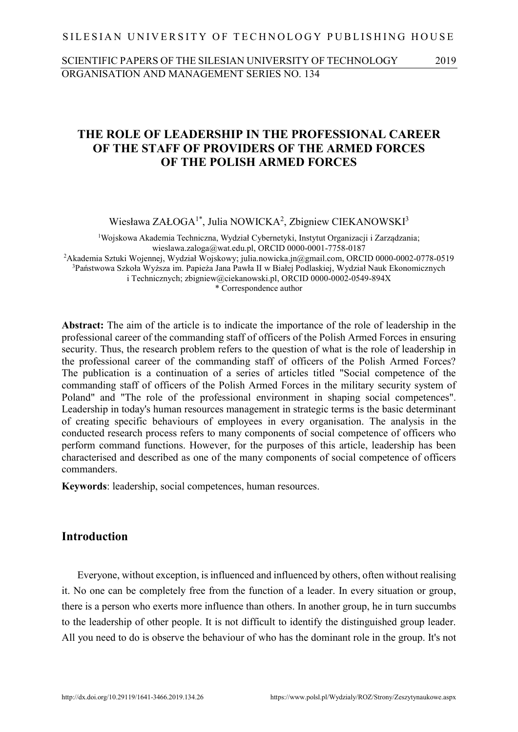SILESIAN UNIVERSITY OF TECHNOLOGY PUBLISHING HOUSE

SCIENTIFIC PAPERS OF THE SILESIAN UNIVERSITY OF TECHNOLOGY 2019
ORGANISATION AND MANAGEMENT SERIES NO. 134

# THE ROLE OF LEADERSHIP IN THE PROFESSIONAL CAREER OF THE STAFF OF PROVIDERS OF THE ARMED FORCES OF THE POLISH ARMED FORCES

Wiesława ZAŁOGA[1*], Julia NOWICKA[2], Zbigniew CIEKANOWSKI[3]

[1]Wojskowa Akademia Techniczna, Wydział Cybernetyki, Instytut Organizacji i Zarządzania; wieslawa.zaloga@wat.edu.pl, ORCID 0000-0001-7758-0187
[2]Akademia Sztuki Wojennej, Wydział Wojskowy; julia.nowicka.jn@gmail.com, ORCID 0000-0002-0778-0519
[3]Państwowa Szkoła Wyższa im. Papieża Jana Pawła II w Białej Podlaskiej, Wydział Nauk Ekonomicznych i Technicznych; zbigniew@ciekanowski.pl, ORCID 0000-0002-0549-894X
\* Correspondence author

**Abstract:** The aim of the article is to indicate the importance of the role of leadership in the professional career of the commanding staff of officers of the Polish Armed Forces in ensuring security. Thus, the research problem refers to the question of what is the role of leadership in the professional career of the commanding staff of officers of the Polish Armed Forces? The publication is a continuation of a series of articles titled "Social competence of the commanding staff of officers of the Polish Armed Forces in the military security system of Poland" and "The role of the professional environment in shaping social competences". Leadership in today's human resources management in strategic terms is the basic determinant of creating specific behaviours of employees in every organisation. The analysis in the conducted research process refers to many components of social competence of officers who perform command functions. However, for the purposes of this article, leadership has been characterised and described as one of the many components of social competence of officers commanders.

**Keywords**: leadership, social competences, human resources.

## Introduction

Everyone, without exception, is influenced and influenced by others, often without realising it. No one can be completely free from the function of a leader. In every situation or group, there is a person who exerts more influence than others. In another group, he in turn succumbs to the leadership of other people. It is not difficult to identify the distinguished group leader. All you need to do is observe the behaviour of who has the dominant role in the group. It's not

http://dx.doi.org/10.29119/1641-3466.2019.134.26 https://www.polsl.pl/Wydzialy/ROZ/Strony/Zeszytynaukowe.aspx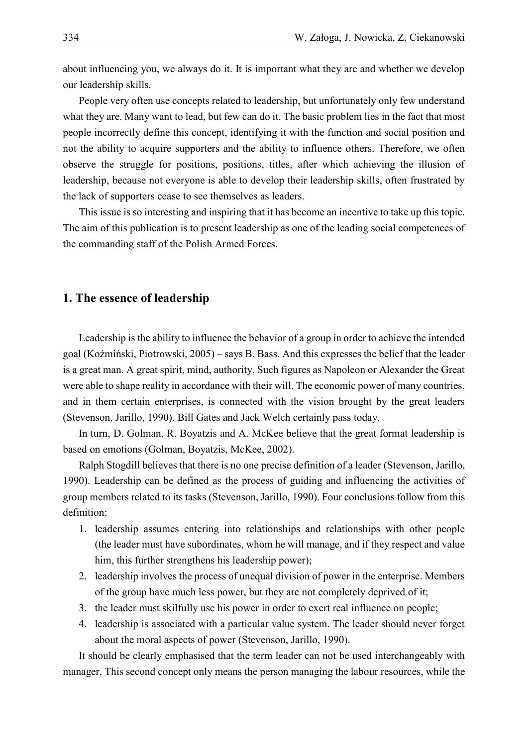about influencing you, we always do it. It is important what they are and whether we develop our leadership skills.

People very often use concepts related to leadership, but unfortunately only few understand what they are. Many want to lead, but few can do it. The basic problem lies in the fact that most people incorrectly define this concept, identifying it with the function and social position and not the ability to acquire supporters and the ability to influence others. Therefore, we often observe the struggle for positions, positions, titles, after which achieving the illusion of leadership, because not everyone is able to develop their leadership skills, often frustrated by the lack of supporters cease to see themselves as leaders.

This issue is so interesting and inspiring that it has become an incentive to take up this topic. The aim of this publication is to present leadership as one of the leading social competences of the commanding staff of the Polish Armed Forces.

## 1. The essence of leadership

Leadership is the ability to influence the behavior of a group in order to achieve the intended goal (Koźmiński, Piotrowski, 2005) – says B. Bass. And this expresses the belief that the leader is a great man. A great spirit, mind, authority. Such figures as Napoleon or Alexander the Great were able to shape reality in accordance with their will. The economic power of many countries, and in them certain enterprises, is connected with the vision brought by the great leaders (Stevenson, Jarillo, 1990). Bill Gates and Jack Welch certainly pass today.

In turn, D. Golman, R. Boyatzis and A. McKee believe that the great format leadership is based on emotions (Golman, Boyatzis, McKee, 2002).

Ralph Stogdill believes that there is no one precise definition of a leader (Stevenson, Jarillo, 1990). Leadership can be defined as the process of guiding and influencing the activities of group members related to its tasks (Stevenson, Jarillo, 1990). Four conclusions follow from this definition:

1. leadership assumes entering into relationships and relationships with other people (the leader must have subordinates, whom he will manage, and if they respect and value him, this further strengthens his leadership power);
2. leadership involves the process of unequal division of power in the enterprise. Members of the group have much less power, but they are not completely deprived of it;
3. the leader must skilfully use his power in order to exert real influence on people;
4. leadership is associated with a particular value system. The leader should never forget about the moral aspects of power (Stevenson, Jarillo, 1990).

It should be clearly emphasised that the term leader can not be used interchangeably with manager. This second concept only means the person managing the labour resources, while the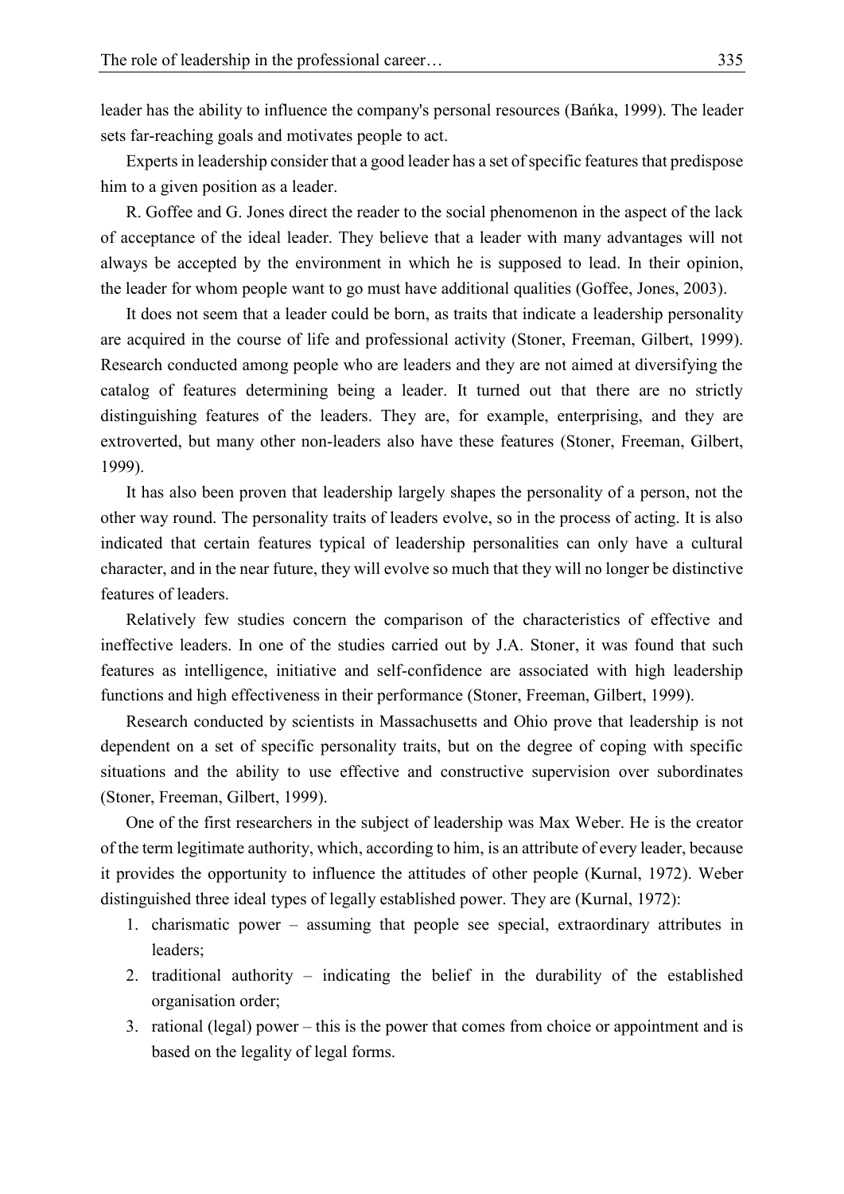leader has the ability to influence the company's personal resources (Bańka, 1999). The leader sets far-reaching goals and motivates people to act.

Experts in leadership consider that a good leader has a set of specific features that predispose him to a given position as a leader.

R. Goffee and G. Jones direct the reader to the social phenomenon in the aspect of the lack of acceptance of the ideal leader. They believe that a leader with many advantages will not always be accepted by the environment in which he is supposed to lead. In their opinion, the leader for whom people want to go must have additional qualities (Goffee, Jones, 2003).

It does not seem that a leader could be born, as traits that indicate a leadership personality are acquired in the course of life and professional activity (Stoner, Freeman, Gilbert, 1999). Research conducted among people who are leaders and they are not aimed at diversifying the catalog of features determining being a leader. It turned out that there are no strictly distinguishing features of the leaders. They are, for example, enterprising, and they are extroverted, but many other non-leaders also have these features (Stoner, Freeman, Gilbert, 1999).

It has also been proven that leadership largely shapes the personality of a person, not the other way round. The personality traits of leaders evolve, so in the process of acting. It is also indicated that certain features typical of leadership personalities can only have a cultural character, and in the near future, they will evolve so much that they will no longer be distinctive features of leaders.

Relatively few studies concern the comparison of the characteristics of effective and ineffective leaders. In one of the studies carried out by J.A. Stoner, it was found that such features as intelligence, initiative and self-confidence are associated with high leadership functions and high effectiveness in their performance (Stoner, Freeman, Gilbert, 1999).

Research conducted by scientists in Massachusetts and Ohio prove that leadership is not dependent on a set of specific personality traits, but on the degree of coping with specific situations and the ability to use effective and constructive supervision over subordinates (Stoner, Freeman, Gilbert, 1999).

One of the first researchers in the subject of leadership was Max Weber. He is the creator of the term legitimate authority, which, according to him, is an attribute of every leader, because it provides the opportunity to influence the attitudes of other people (Kurnal, 1972). Weber distinguished three ideal types of legally established power. They are (Kurnal, 1972):

1. charismatic power – assuming that people see special, extraordinary attributes in leaders;
2. traditional authority – indicating the belief in the durability of the established organisation order;
3. rational (legal) power – this is the power that comes from choice or appointment and is based on the legality of legal forms.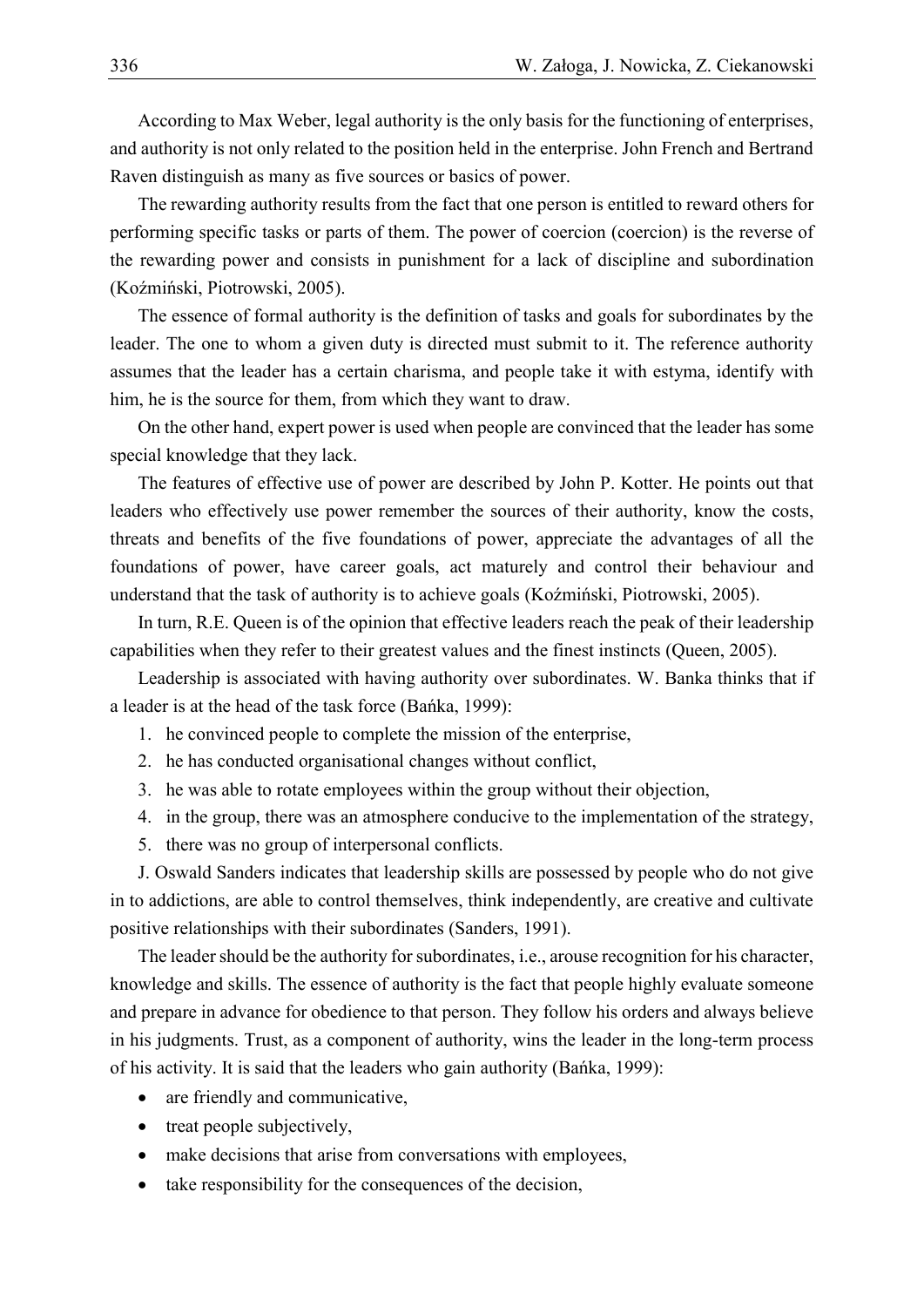According to Max Weber, legal authority is the only basis for the functioning of enterprises, and authority is not only related to the position held in the enterprise. John French and Bertrand Raven distinguish as many as five sources or basics of power.

The rewarding authority results from the fact that one person is entitled to reward others for performing specific tasks or parts of them. The power of coercion (coercion) is the reverse of the rewarding power and consists in punishment for a lack of discipline and subordination (Koźmiński, Piotrowski, 2005).

The essence of formal authority is the definition of tasks and goals for subordinates by the leader. The one to whom a given duty is directed must submit to it. The reference authority assumes that the leader has a certain charisma, and people take it with estyma, identify with him, he is the source for them, from which they want to draw.

On the other hand, expert power is used when people are convinced that the leader has some special knowledge that they lack.

The features of effective use of power are described by John P. Kotter. He points out that leaders who effectively use power remember the sources of their authority, know the costs, threats and benefits of the five foundations of power, appreciate the advantages of all the foundations of power, have career goals, act maturely and control their behaviour and understand that the task of authority is to achieve goals (Koźmiński, Piotrowski, 2005).

In turn, R.E. Queen is of the opinion that effective leaders reach the peak of their leadership capabilities when they refer to their greatest values and the finest instincts (Queen, 2005).

Leadership is associated with having authority over subordinates. W. Banka thinks that if a leader is at the head of the task force (Bańka, 1999):

1. he convinced people to complete the mission of the enterprise,
2. he has conducted organisational changes without conflict,
3. he was able to rotate employees within the group without their objection,
4. in the group, there was an atmosphere conducive to the implementation of the strategy,
5. there was no group of interpersonal conflicts.

J. Oswald Sanders indicates that leadership skills are possessed by people who do not give in to addictions, are able to control themselves, think independently, are creative and cultivate positive relationships with their subordinates (Sanders, 1991).

The leader should be the authority for subordinates, i.e., arouse recognition for his character, knowledge and skills. The essence of authority is the fact that people highly evaluate someone and prepare in advance for obedience to that person. They follow his orders and always believe in his judgments. Trust, as a component of authority, wins the leader in the long-term process of his activity. It is said that the leaders who gain authority (Bańka, 1999):

- are friendly and communicative,
- treat people subjectively,
- make decisions that arise from conversations with employees,
- take responsibility for the consequences of the decision,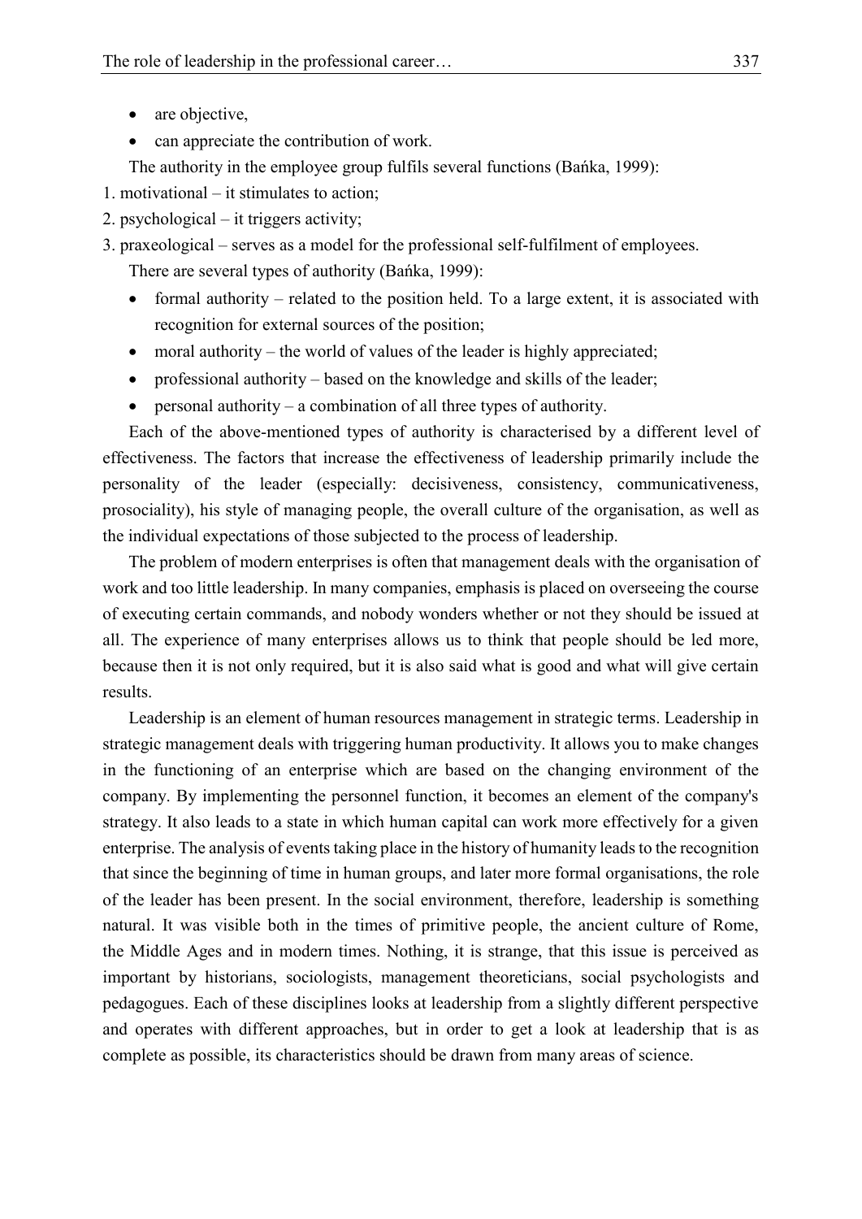- are objective,
- can appreciate the contribution of work.

The authority in the employee group fulfils several functions (Bańka, 1999):

1. motivational – it stimulates to action;
2. psychological – it triggers activity;
3. praxeological – serves as a model for the professional self-fulfilment of employees.

There are several types of authority (Bańka, 1999):

- formal authority – related to the position held. To a large extent, it is associated with recognition for external sources of the position;
- moral authority – the world of values of the leader is highly appreciated;
- professional authority – based on the knowledge and skills of the leader;
- personal authority – a combination of all three types of authority.

Each of the above-mentioned types of authority is characterised by a different level of effectiveness. The factors that increase the effectiveness of leadership primarily include the personality of the leader (especially: decisiveness, consistency, communicativeness, prosociality), his style of managing people, the overall culture of the organisation, as well as the individual expectations of those subjected to the process of leadership.

The problem of modern enterprises is often that management deals with the organisation of work and too little leadership. In many companies, emphasis is placed on overseeing the course of executing certain commands, and nobody wonders whether or not they should be issued at all. The experience of many enterprises allows us to think that people should be led more, because then it is not only required, but it is also said what is good and what will give certain results.

Leadership is an element of human resources management in strategic terms. Leadership in strategic management deals with triggering human productivity. It allows you to make changes in the functioning of an enterprise which are based on the changing environment of the company. By implementing the personnel function, it becomes an element of the company's strategy. It also leads to a state in which human capital can work more effectively for a given enterprise. The analysis of events taking place in the history of humanity leads to the recognition that since the beginning of time in human groups, and later more formal organisations, the role of the leader has been present. In the social environment, therefore, leadership is something natural. It was visible both in the times of primitive people, the ancient culture of Rome, the Middle Ages and in modern times. Nothing, it is strange, that this issue is perceived as important by historians, sociologists, management theoreticians, social psychologists and pedagogues. Each of these disciplines looks at leadership from a slightly different perspective and operates with different approaches, but in order to get a look at leadership that is as complete as possible, its characteristics should be drawn from many areas of science.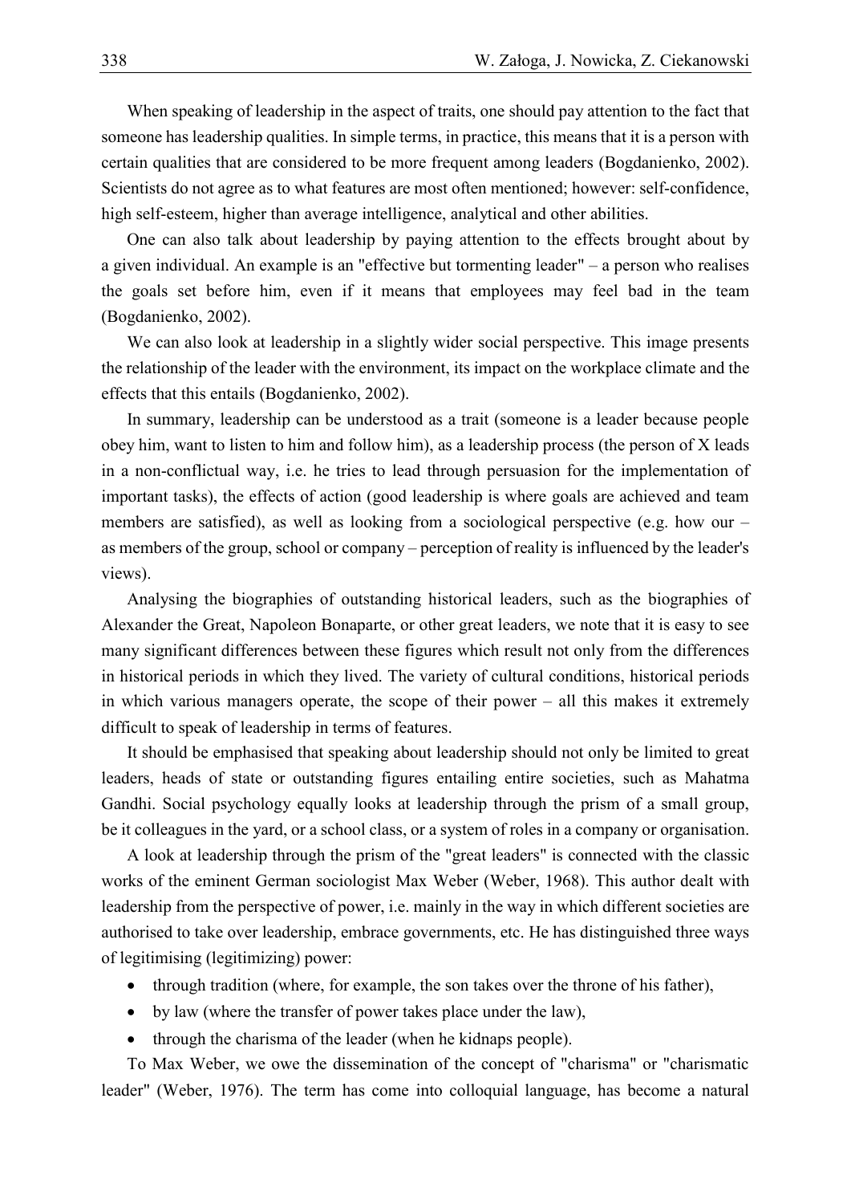When speaking of leadership in the aspect of traits, one should pay attention to the fact that someone has leadership qualities. In simple terms, in practice, this means that it is a person with certain qualities that are considered to be more frequent among leaders (Bogdanienko, 2002). Scientists do not agree as to what features are most often mentioned; however: self-confidence, high self-esteem, higher than average intelligence, analytical and other abilities.

One can also talk about leadership by paying attention to the effects brought about by a given individual. An example is an "effective but tormenting leader" – a person who realises the goals set before him, even if it means that employees may feel bad in the team (Bogdanienko, 2002).

We can also look at leadership in a slightly wider social perspective. This image presents the relationship of the leader with the environment, its impact on the workplace climate and the effects that this entails (Bogdanienko, 2002).

In summary, leadership can be understood as a trait (someone is a leader because people obey him, want to listen to him and follow him), as a leadership process (the person of X leads in a non-conflictual way, i.e. he tries to lead through persuasion for the implementation of important tasks), the effects of action (good leadership is where goals are achieved and team members are satisfied), as well as looking from a sociological perspective (e.g. how our – as members of the group, school or company – perception of reality is influenced by the leader's views).

Analysing the biographies of outstanding historical leaders, such as the biographies of Alexander the Great, Napoleon Bonaparte, or other great leaders, we note that it is easy to see many significant differences between these figures which result not only from the differences in historical periods in which they lived. The variety of cultural conditions, historical periods in which various managers operate, the scope of their power – all this makes it extremely difficult to speak of leadership in terms of features.

It should be emphasised that speaking about leadership should not only be limited to great leaders, heads of state or outstanding figures entailing entire societies, such as Mahatma Gandhi. Social psychology equally looks at leadership through the prism of a small group, be it colleagues in the yard, or a school class, or a system of roles in a company or organisation.

A look at leadership through the prism of the "great leaders" is connected with the classic works of the eminent German sociologist Max Weber (Weber, 1968). This author dealt with leadership from the perspective of power, i.e. mainly in the way in which different societies are authorised to take over leadership, embrace governments, etc. He has distinguished three ways of legitimising (legitimizing) power:

- through tradition (where, for example, the son takes over the throne of his father),
- by law (where the transfer of power takes place under the law),
- through the charisma of the leader (when he kidnaps people).

To Max Weber, we owe the dissemination of the concept of "charisma" or "charismatic leader" (Weber, 1976). The term has come into colloquial language, has become a natural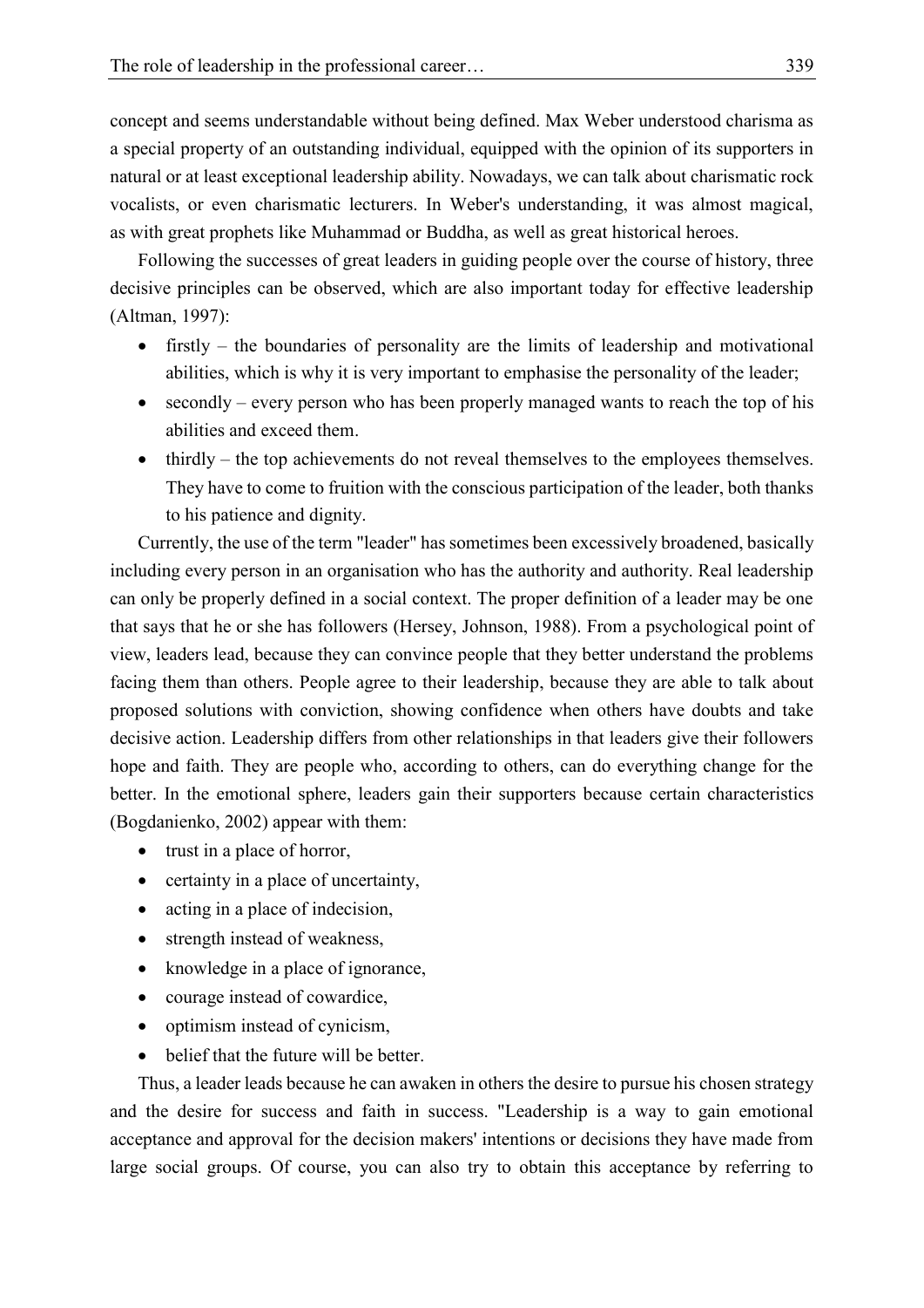concept and seems understandable without being defined. Max Weber understood charisma as a special property of an outstanding individual, equipped with the opinion of its supporters in natural or at least exceptional leadership ability. Nowadays, we can talk about charismatic rock vocalists, or even charismatic lecturers. In Weber's understanding, it was almost magical, as with great prophets like Muhammad or Buddha, as well as great historical heroes.

Following the successes of great leaders in guiding people over the course of history, three decisive principles can be observed, which are also important today for effective leadership (Altman, 1997):

- firstly – the boundaries of personality are the limits of leadership and motivational abilities, which is why it is very important to emphasise the personality of the leader;
- secondly – every person who has been properly managed wants to reach the top of his abilities and exceed them.
- thirdly – the top achievements do not reveal themselves to the employees themselves. They have to come to fruition with the conscious participation of the leader, both thanks to his patience and dignity.

Currently, the use of the term "leader" has sometimes been excessively broadened, basically including every person in an organisation who has the authority and authority. Real leadership can only be properly defined in a social context. The proper definition of a leader may be one that says that he or she has followers (Hersey, Johnson, 1988). From a psychological point of view, leaders lead, because they can convince people that they better understand the problems facing them than others. People agree to their leadership, because they are able to talk about proposed solutions with conviction, showing confidence when others have doubts and take decisive action. Leadership differs from other relationships in that leaders give their followers hope and faith. They are people who, according to others, can do everything change for the better. In the emotional sphere, leaders gain their supporters because certain characteristics (Bogdanienko, 2002) appear with them:

- trust in a place of horror,
- certainty in a place of uncertainty,
- acting in a place of indecision,
- strength instead of weakness,
- knowledge in a place of ignorance,
- courage instead of cowardice,
- optimism instead of cynicism,
- belief that the future will be better.

Thus, a leader leads because he can awaken in others the desire to pursue his chosen strategy and the desire for success and faith in success. "Leadership is a way to gain emotional acceptance and approval for the decision makers' intentions or decisions they have made from large social groups. Of course, you can also try to obtain this acceptance by referring to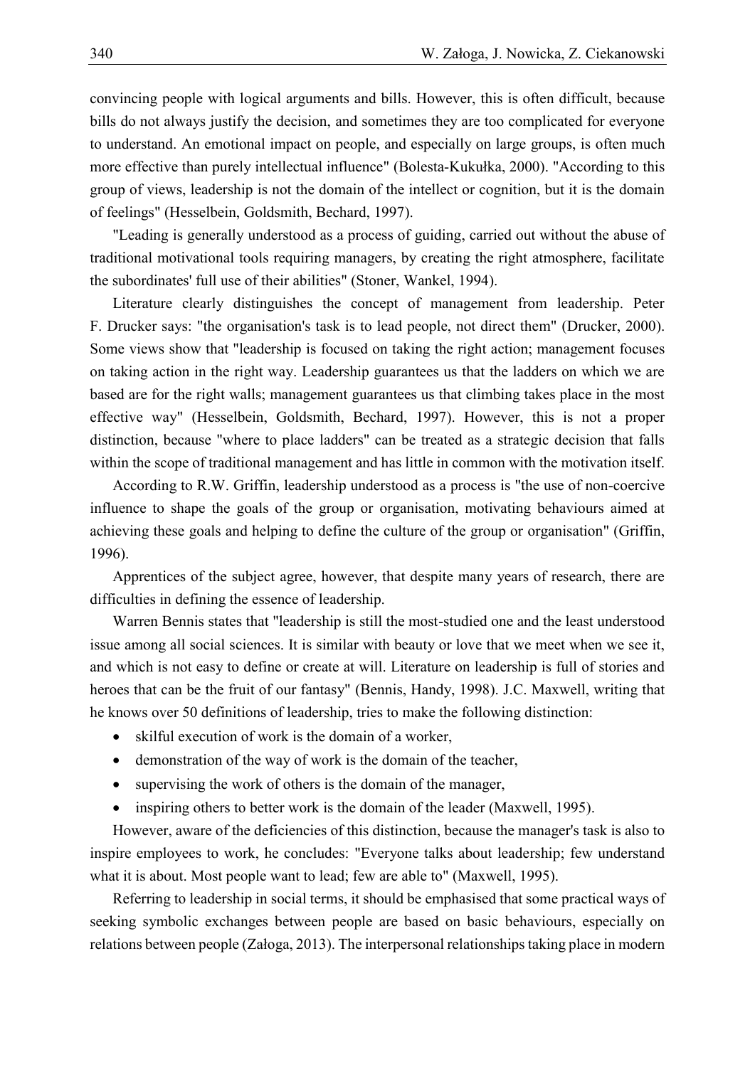convincing people with logical arguments and bills. However, this is often difficult, because bills do not always justify the decision, and sometimes they are too complicated for everyone to understand. An emotional impact on people, and especially on large groups, is often much more effective than purely intellectual influence" (Bolesta-Kukułka, 2000). "According to this group of views, leadership is not the domain of the intellect or cognition, but it is the domain of feelings" (Hesselbein, Goldsmith, Bechard, 1997).

"Leading is generally understood as a process of guiding, carried out without the abuse of traditional motivational tools requiring managers, by creating the right atmosphere, facilitate the subordinates' full use of their abilities" (Stoner, Wankel, 1994).

Literature clearly distinguishes the concept of management from leadership. Peter F. Drucker says: "the organisation's task is to lead people, not direct them" (Drucker, 2000). Some views show that "leadership is focused on taking the right action; management focuses on taking action in the right way. Leadership guarantees us that the ladders on which we are based are for the right walls; management guarantees us that climbing takes place in the most effective way" (Hesselbein, Goldsmith, Bechard, 1997). However, this is not a proper distinction, because "where to place ladders" can be treated as a strategic decision that falls within the scope of traditional management and has little in common with the motivation itself.

According to R.W. Griffin, leadership understood as a process is "the use of non-coercive influence to shape the goals of the group or organisation, motivating behaviours aimed at achieving these goals and helping to define the culture of the group or organisation" (Griffin, 1996).

Apprentices of the subject agree, however, that despite many years of research, there are difficulties in defining the essence of leadership.

Warren Bennis states that "leadership is still the most-studied one and the least understood issue among all social sciences. It is similar with beauty or love that we meet when we see it, and which is not easy to define or create at will. Literature on leadership is full of stories and heroes that can be the fruit of our fantasy" (Bennis, Handy, 1998). J.C. Maxwell, writing that he knows over 50 definitions of leadership, tries to make the following distinction:

- skilful execution of work is the domain of a worker,
- demonstration of the way of work is the domain of the teacher,
- supervising the work of others is the domain of the manager,
- inspiring others to better work is the domain of the leader (Maxwell, 1995).

However, aware of the deficiencies of this distinction, because the manager's task is also to inspire employees to work, he concludes: "Everyone talks about leadership; few understand what it is about. Most people want to lead; few are able to" (Maxwell, 1995).

Referring to leadership in social terms, it should be emphasised that some practical ways of seeking symbolic exchanges between people are based on basic behaviours, especially on relations between people (Załoga, 2013). The interpersonal relationships taking place in modern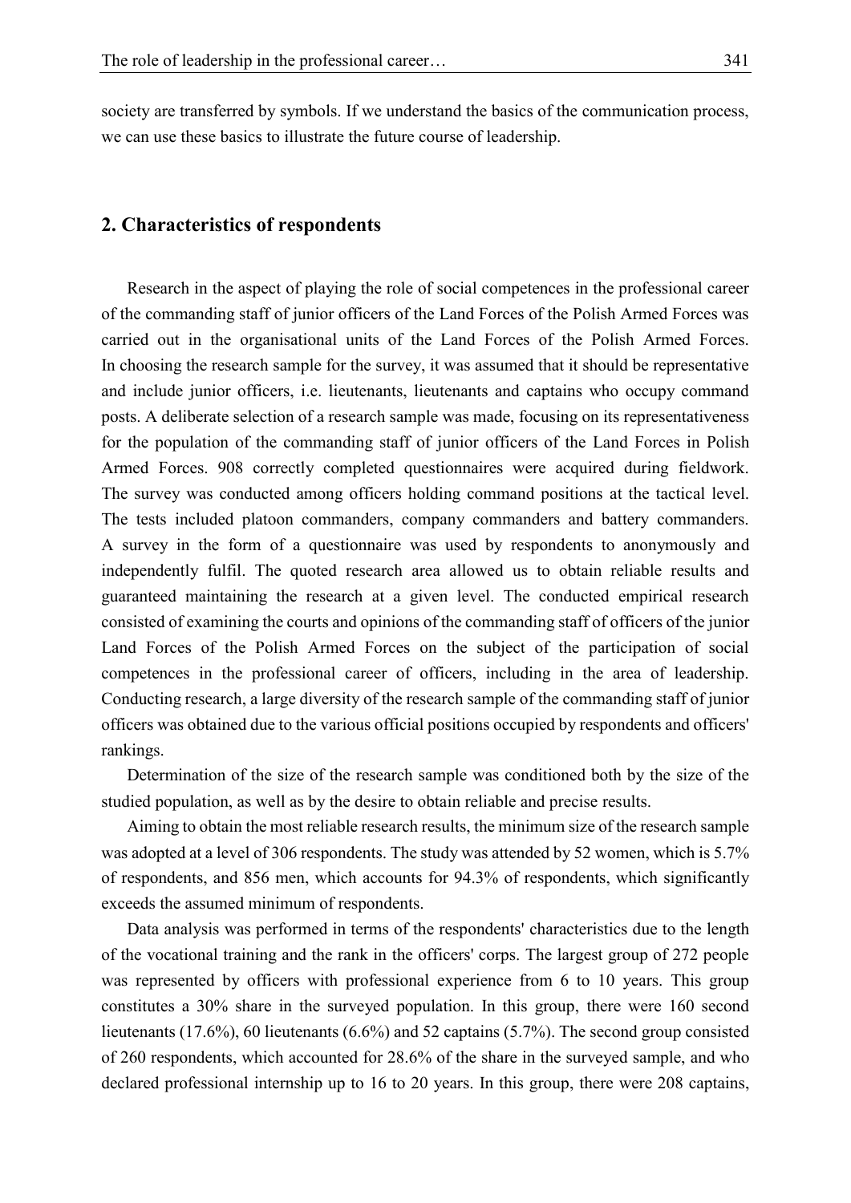society are transferred by symbols. If we understand the basics of the communication process, we can use these basics to illustrate the future course of leadership.

## 2. Characteristics of respondents

Research in the aspect of playing the role of social competences in the professional career of the commanding staff of junior officers of the Land Forces of the Polish Armed Forces was carried out in the organisational units of the Land Forces of the Polish Armed Forces. In choosing the research sample for the survey, it was assumed that it should be representative and include junior officers, i.e. lieutenants, lieutenants and captains who occupy command posts. A deliberate selection of a research sample was made, focusing on its representativeness for the population of the commanding staff of junior officers of the Land Forces in Polish Armed Forces. 908 correctly completed questionnaires were acquired during fieldwork. The survey was conducted among officers holding command positions at the tactical level. The tests included platoon commanders, company commanders and battery commanders. A survey in the form of a questionnaire was used by respondents to anonymously and independently fulfil. The quoted research area allowed us to obtain reliable results and guaranteed maintaining the research at a given level. The conducted empirical research consisted of examining the courts and opinions of the commanding staff of officers of the junior Land Forces of the Polish Armed Forces on the subject of the participation of social competences in the professional career of officers, including in the area of leadership. Conducting research, a large diversity of the research sample of the commanding staff of junior officers was obtained due to the various official positions occupied by respondents and officers' rankings.

Determination of the size of the research sample was conditioned both by the size of the studied population, as well as by the desire to obtain reliable and precise results.

Aiming to obtain the most reliable research results, the minimum size of the research sample was adopted at a level of 306 respondents. The study was attended by 52 women, which is 5.7% of respondents, and 856 men, which accounts for 94.3% of respondents, which significantly exceeds the assumed minimum of respondents.

Data analysis was performed in terms of the respondents' characteristics due to the length of the vocational training and the rank in the officers' corps. The largest group of 272 people was represented by officers with professional experience from 6 to 10 years. This group constitutes a 30% share in the surveyed population. In this group, there were 160 second lieutenants (17.6%), 60 lieutenants (6.6%) and 52 captains (5.7%). The second group consisted of 260 respondents, which accounted for 28.6% of the share in the surveyed sample, and who declared professional internship up to 16 to 20 years. In this group, there were 208 captains,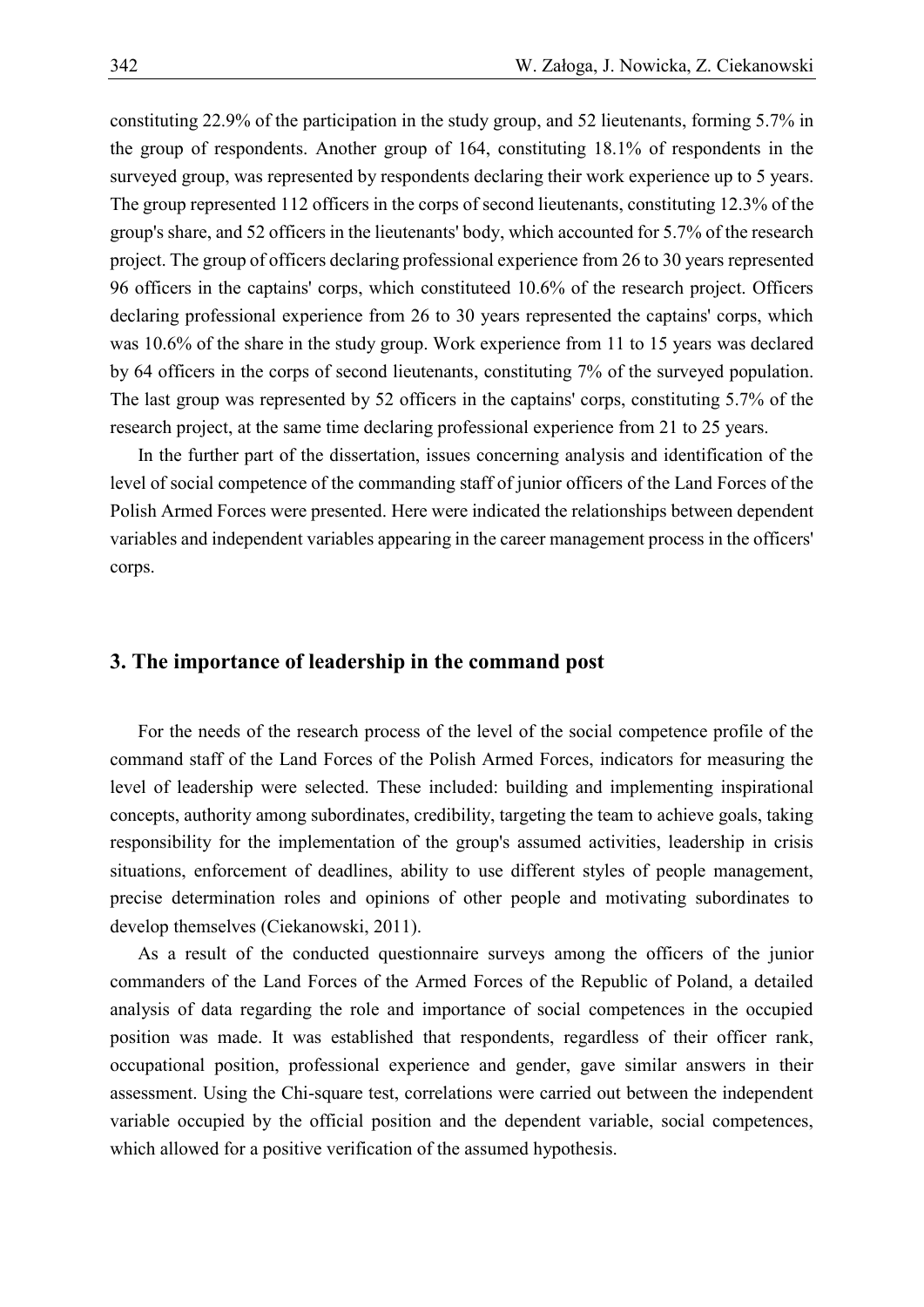constituting 22.9% of the participation in the study group, and 52 lieutenants, forming 5.7% in the group of respondents. Another group of 164, constituting 18.1% of respondents in the surveyed group, was represented by respondents declaring their work experience up to 5 years. The group represented 112 officers in the corps of second lieutenants, constituting 12.3% of the group's share, and 52 officers in the lieutenants' body, which accounted for 5.7% of the research project. The group of officers declaring professional experience from 26 to 30 years represented 96 officers in the captains' corps, which constituteed 10.6% of the research project. Officers declaring professional experience from 26 to 30 years represented the captains' corps, which was 10.6% of the share in the study group. Work experience from 11 to 15 years was declared by 64 officers in the corps of second lieutenants, constituting 7% of the surveyed population. The last group was represented by 52 officers in the captains' corps, constituting 5.7% of the research project, at the same time declaring professional experience from 21 to 25 years.

In the further part of the dissertation, issues concerning analysis and identification of the level of social competence of the commanding staff of junior officers of the Land Forces of the Polish Armed Forces were presented. Here were indicated the relationships between dependent variables and independent variables appearing in the career management process in the officers' corps.

## 3. The importance of leadership in the command post

For the needs of the research process of the level of the social competence profile of the command staff of the Land Forces of the Polish Armed Forces, indicators for measuring the level of leadership were selected. These included: building and implementing inspirational concepts, authority among subordinates, credibility, targeting the team to achieve goals, taking responsibility for the implementation of the group's assumed activities, leadership in crisis situations, enforcement of deadlines, ability to use different styles of people management, precise determination roles and opinions of other people and motivating subordinates to develop themselves (Ciekanowski, 2011).

As a result of the conducted questionnaire surveys among the officers of the junior commanders of the Land Forces of the Armed Forces of the Republic of Poland, a detailed analysis of data regarding the role and importance of social competences in the occupied position was made. It was established that respondents, regardless of their officer rank, occupational position, professional experience and gender, gave similar answers in their assessment. Using the Chi-square test, correlations were carried out between the independent variable occupied by the official position and the dependent variable, social competences, which allowed for a positive verification of the assumed hypothesis.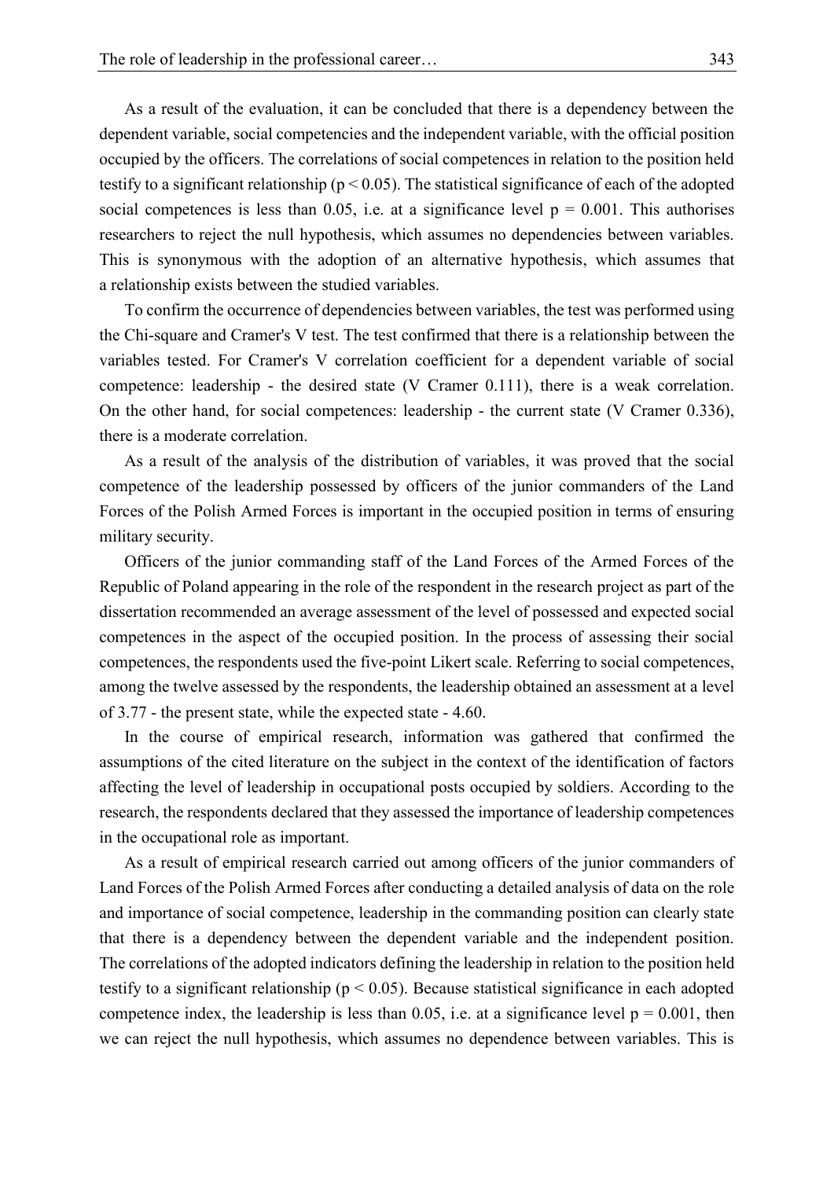As a result of the evaluation, it can be concluded that there is a dependency between the dependent variable, social competencies and the independent variable, with the official position occupied by the officers. The correlations of social competences in relation to the position held testify to a significant relationship ($p < 0.05$). The statistical significance of each of the adopted social competences is less than 0.05, i.e. at a significance level $p = 0.001$. This authorises researchers to reject the null hypothesis, which assumes no dependencies between variables. This is synonymous with the adoption of an alternative hypothesis, which assumes that a relationship exists between the studied variables.

To confirm the occurrence of dependencies between variables, the test was performed using the Chi-square and Cramer's V test. The test confirmed that there is a relationship between the variables tested. For Cramer's V correlation coefficient for a dependent variable of social competence: leadership - the desired state (V Cramer 0.111), there is a weak correlation. On the other hand, for social competences: leadership - the current state (V Cramer 0.336), there is a moderate correlation.

As a result of the analysis of the distribution of variables, it was proved that the social competence of the leadership possessed by officers of the junior commanders of the Land Forces of the Polish Armed Forces is important in the occupied position in terms of ensuring military security.

Officers of the junior commanding staff of the Land Forces of the Armed Forces of the Republic of Poland appearing in the role of the respondent in the research project as part of the dissertation recommended an average assessment of the level of possessed and expected social competences in the aspect of the occupied position. In the process of assessing their social competences, the respondents used the five-point Likert scale. Referring to social competences, among the twelve assessed by the respondents, the leadership obtained an assessment at a level of 3.77 - the present state, while the expected state - 4.60.

In the course of empirical research, information was gathered that confirmed the assumptions of the cited literature on the subject in the context of the identification of factors affecting the level of leadership in occupational posts occupied by soldiers. According to the research, the respondents declared that they assessed the importance of leadership competences in the occupational role as important.

As a result of empirical research carried out among officers of the junior commanders of Land Forces of the Polish Armed Forces after conducting a detailed analysis of data on the role and importance of social competence, leadership in the commanding position can clearly state that there is a dependency between the dependent variable and the independent position. The correlations of the adopted indicators defining the leadership in relation to the position held testify to a significant relationship ($p < 0.05$). Because statistical significance in each adopted competence index, the leadership is less than 0.05, i.e. at a significance level $p = 0.001$, then we can reject the null hypothesis, which assumes no dependence between variables. This is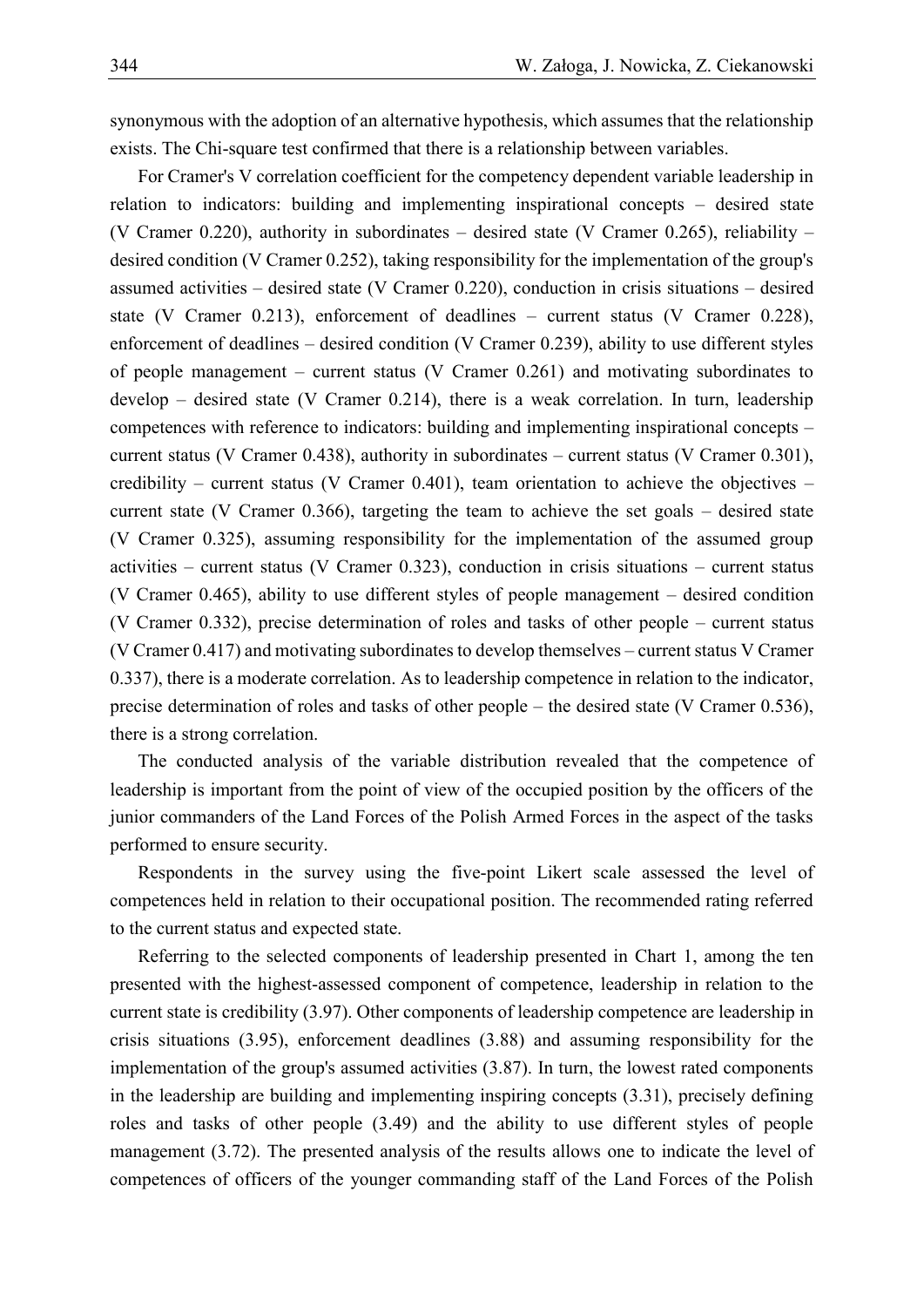synonymous with the adoption of an alternative hypothesis, which assumes that the relationship exists. The Chi-square test confirmed that there is a relationship between variables.

For Cramer's V correlation coefficient for the competency dependent variable leadership in relation to indicators: building and implementing inspirational concepts – desired state (V Cramer 0.220), authority in subordinates – desired state (V Cramer 0.265), reliability – desired condition (V Cramer 0.252), taking responsibility for the implementation of the group's assumed activities – desired state (V Cramer 0.220), conduction in crisis situations – desired state (V Cramer 0.213), enforcement of deadlines – current status (V Cramer 0.228), enforcement of deadlines – desired condition (V Cramer 0.239), ability to use different styles of people management – current status (V Cramer 0.261) and motivating subordinates to develop – desired state (V Cramer 0.214), there is a weak correlation. In turn, leadership competences with reference to indicators: building and implementing inspirational concepts – current status (V Cramer 0.438), authority in subordinates – current status (V Cramer 0.301), credibility – current status (V Cramer 0.401), team orientation to achieve the objectives – current state (V Cramer 0.366), targeting the team to achieve the set goals – desired state (V Cramer 0.325), assuming responsibility for the implementation of the assumed group activities – current status (V Cramer 0.323), conduction in crisis situations – current status (V Cramer 0.465), ability to use different styles of people management – desired condition (V Cramer 0.332), precise determination of roles and tasks of other people – current status (V Cramer 0.417) and motivating subordinates to develop themselves – current status V Cramer 0.337), there is a moderate correlation. As to leadership competence in relation to the indicator, precise determination of roles and tasks of other people – the desired state (V Cramer 0.536), there is a strong correlation.

The conducted analysis of the variable distribution revealed that the competence of leadership is important from the point of view of the occupied position by the officers of the junior commanders of the Land Forces of the Polish Armed Forces in the aspect of the tasks performed to ensure security.

Respondents in the survey using the five-point Likert scale assessed the level of competences held in relation to their occupational position. The recommended rating referred to the current status and expected state.

Referring to the selected components of leadership presented in Chart 1, among the ten presented with the highest-assessed component of competence, leadership in relation to the current state is credibility (3.97). Other components of leadership competence are leadership in crisis situations (3.95), enforcement deadlines (3.88) and assuming responsibility for the implementation of the group's assumed activities (3.87). In turn, the lowest rated components in the leadership are building and implementing inspiring concepts (3.31), precisely defining roles and tasks of other people (3.49) and the ability to use different styles of people management (3.72). The presented analysis of the results allows one to indicate the level of competences of officers of the younger commanding staff of the Land Forces of the Polish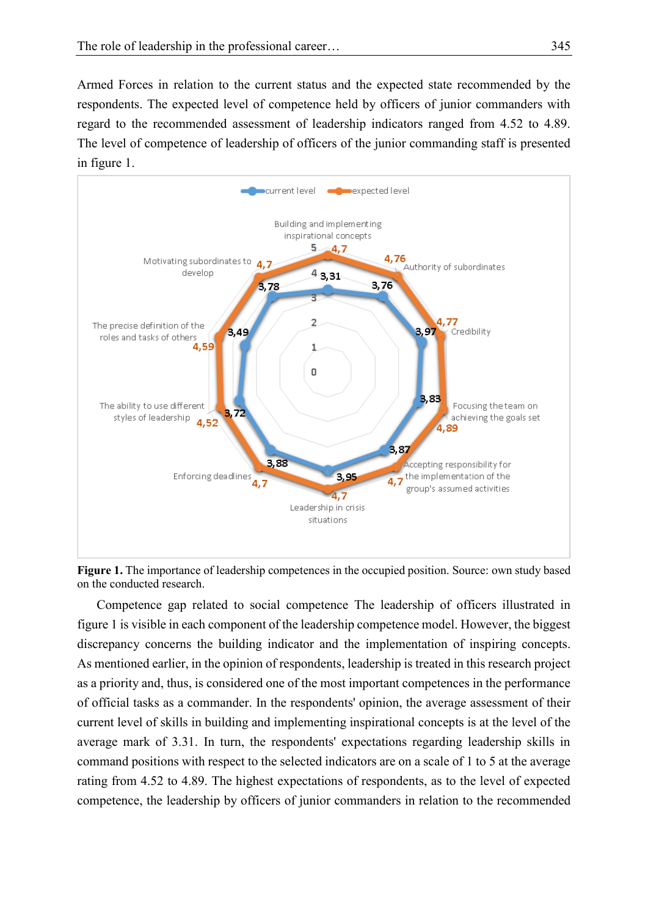Armed Forces in relation to the current status and the expected state recommended by the respondents. The expected level of competence held by officers of junior commanders with regard to the recommended assessment of leadership indicators ranged from 4.52 to 4.89. The level of competence of leadership of officers of the junior commanding staff is presented in figure 1.

**Figure 1.** The importance of leadership competences in the occupied position. Source: own study based on the conducted research.

Competence gap related to social competence The leadership of officers illustrated in figure 1 is visible in each component of the leadership competence model. However, the biggest discrepancy concerns the building indicator and the implementation of inspiring concepts. As mentioned earlier, in the opinion of respondents, leadership is treated in this research project as a priority and, thus, is considered one of the most important competences in the performance of official tasks as a commander. In the respondents' opinion, the average assessment of their current level of skills in building and implementing inspirational concepts is at the level of the average mark of 3.31. In turn, the respondents' expectations regarding leadership skills in command positions with respect to the selected indicators are on a scale of 1 to 5 at the average rating from 4.52 to 4.89. The highest expectations of respondents, as to the level of expected competence, the leadership by officers of junior commanders in relation to the recommended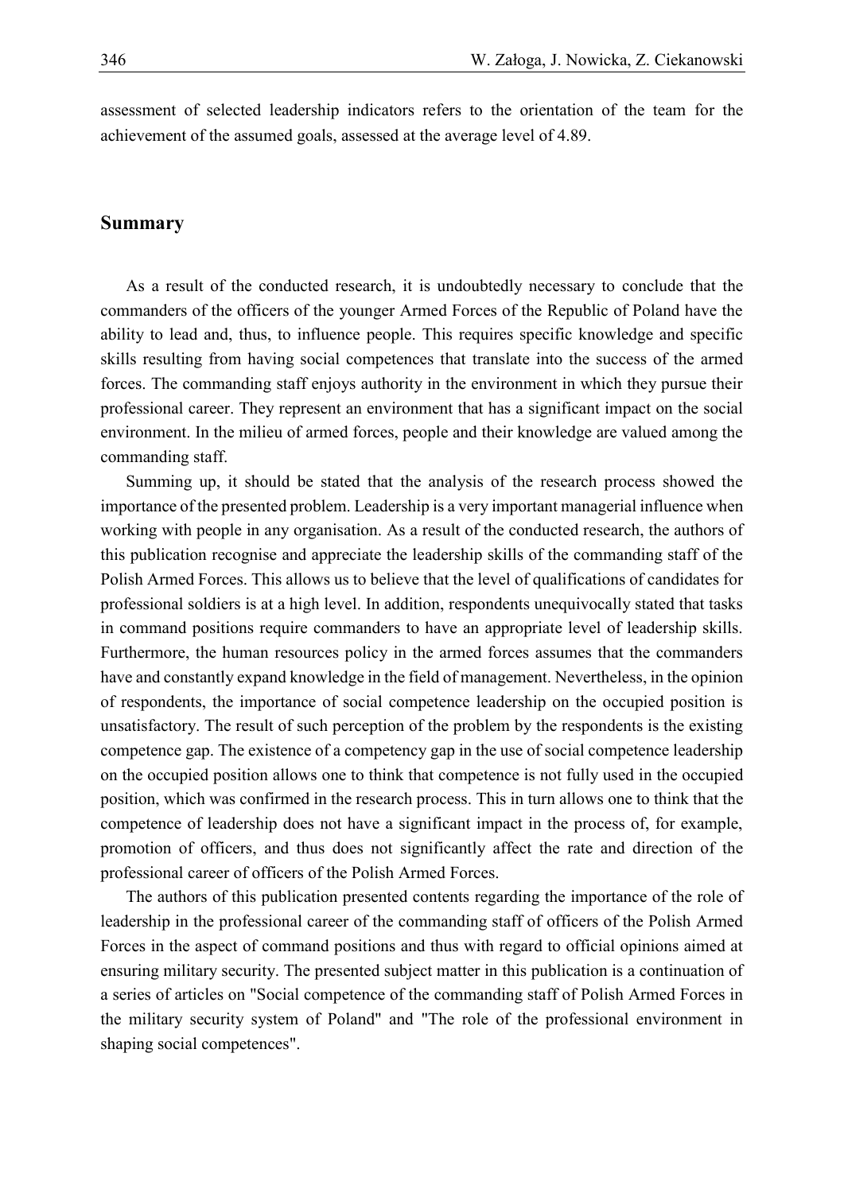assessment of selected leadership indicators refers to the orientation of the team for the achievement of the assumed goals, assessed at the average level of 4.89.

## Summary

As a result of the conducted research, it is undoubtedly necessary to conclude that the commanders of the officers of the younger Armed Forces of the Republic of Poland have the ability to lead and, thus, to influence people. This requires specific knowledge and specific skills resulting from having social competences that translate into the success of the armed forces. The commanding staff enjoys authority in the environment in which they pursue their professional career. They represent an environment that has a significant impact on the social environment. In the milieu of armed forces, people and their knowledge are valued among the commanding staff.

Summing up, it should be stated that the analysis of the research process showed the importance of the presented problem. Leadership is a very important managerial influence when working with people in any organisation. As a result of the conducted research, the authors of this publication recognise and appreciate the leadership skills of the commanding staff of the Polish Armed Forces. This allows us to believe that the level of qualifications of candidates for professional soldiers is at a high level. In addition, respondents unequivocally stated that tasks in command positions require commanders to have an appropriate level of leadership skills. Furthermore, the human resources policy in the armed forces assumes that the commanders have and constantly expand knowledge in the field of management. Nevertheless, in the opinion of respondents, the importance of social competence leadership on the occupied position is unsatisfactory. The result of such perception of the problem by the respondents is the existing competence gap. The existence of a competency gap in the use of social competence leadership on the occupied position allows one to think that competence is not fully used in the occupied position, which was confirmed in the research process. This in turn allows one to think that the competence of leadership does not have a significant impact in the process of, for example, promotion of officers, and thus does not significantly affect the rate and direction of the professional career of officers of the Polish Armed Forces.

The authors of this publication presented contents regarding the importance of the role of leadership in the professional career of the commanding staff of officers of the Polish Armed Forces in the aspect of command positions and thus with regard to official opinions aimed at ensuring military security. The presented subject matter in this publication is a continuation of a series of articles on "Social competence of the commanding staff of Polish Armed Forces in the military security system of Poland" and "The role of the professional environment in shaping social competences".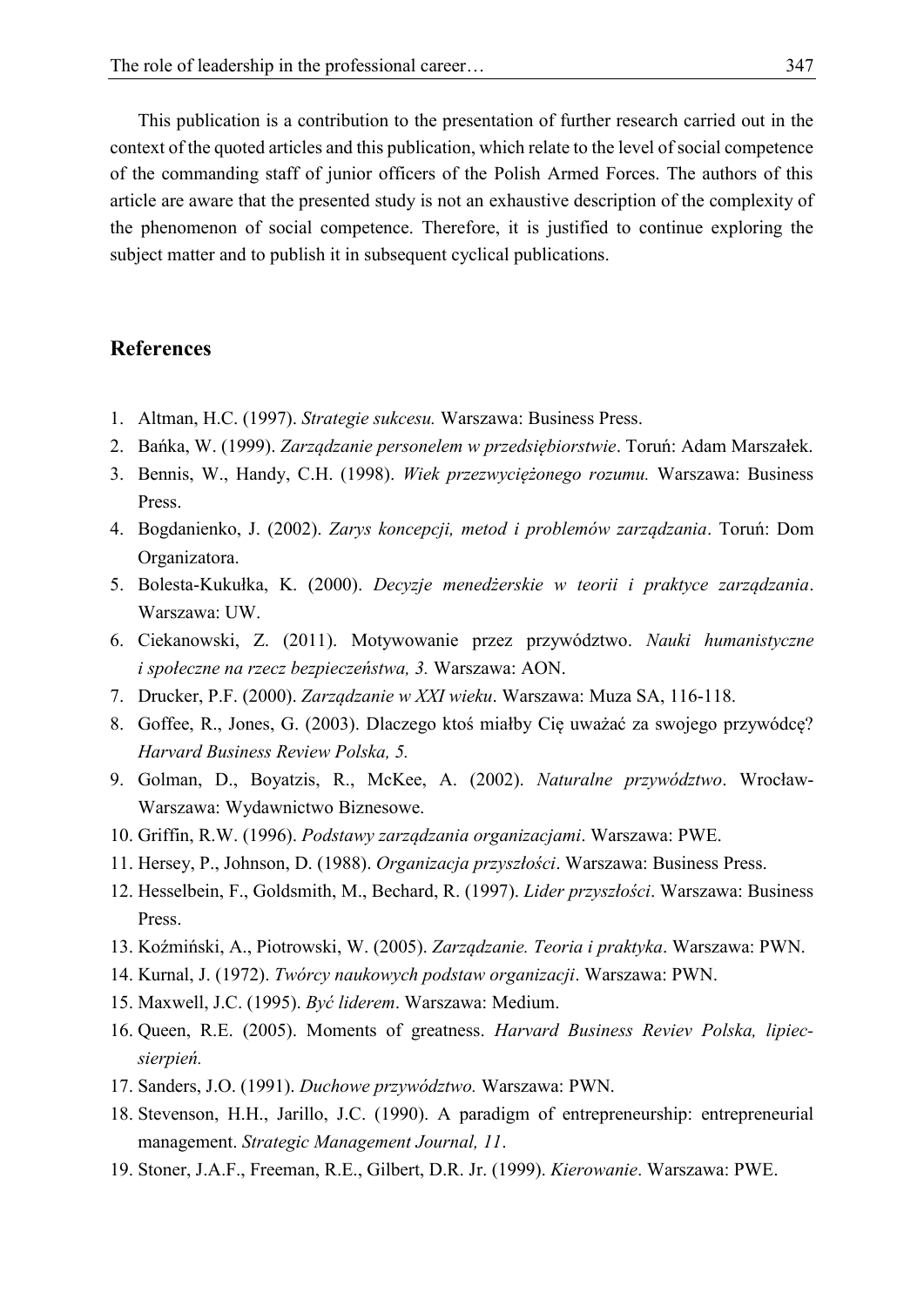This publication is a contribution to the presentation of further research carried out in the context of the quoted articles and this publication, which relate to the level of social competence of the commanding staff of junior officers of the Polish Armed Forces. The authors of this article are aware that the presented study is not an exhaustive description of the complexity of the phenomenon of social competence. Therefore, it is justified to continue exploring the subject matter and to publish it in subsequent cyclical publications.

## References

1. Altman, H.C. (1997). *Strategie sukcesu.* Warszawa: Business Press.
2. Bańka, W. (1999). *Zarządzanie personelem w przedsiębiorstwie*. Toruń: Adam Marszałek.
3. Bennis, W., Handy, C.H. (1998). *Wiek przezwyciężonego rozumu.* Warszawa: Business Press.
4. Bogdanienko, J. (2002). *Zarys koncepcji, metod i problemów zarządzania*. Toruń: Dom Organizatora.
5. Bolesta-Kukułka, K. (2000). *Decyzje menedżerskie w teorii i praktyce zarządzania*. Warszawa: UW.
6. Ciekanowski, Z. (2011). Motywowanie przez przywództwo. *Nauki humanistyczne i społeczne na rzecz bezpieczeństwa, 3.* Warszawa: AON.
7. Drucker, P.F. (2000). *Zarządzanie w XXI wieku*. Warszawa: Muza SA, 116-118.
8. Goffee, R., Jones, G. (2003). Dlaczego ktoś miałby Cię uważać za swojego przywódcę? *Harvard Business Review Polska, 5.*
9. Golman, D., Boyatzis, R., McKee, A. (2002). *Naturalne przywództwo*. Wrocław-Warszawa: Wydawnictwo Biznesowe.
10. Griffin, R.W. (1996). *Podstawy zarządzania organizacjami*. Warszawa: PWE.
11. Hersey, P., Johnson, D. (1988). *Organizacja przyszłości*. Warszawa: Business Press.
12. Hesselbein, F., Goldsmith, M., Bechard, R. (1997). *Lider przyszłości*. Warszawa: Business Press.
13. Koźmiński, A., Piotrowski, W. (2005). *Zarządzanie. Teoria i praktyka*. Warszawa: PWN.
14. Kurnal, J. (1972). *Twórcy naukowych podstaw organizacji*. Warszawa: PWN.
15. Maxwell, J.C. (1995). *Być liderem*. Warszawa: Medium.
16. Queen, R.E. (2005). Moments of greatness. *Harvard Business Reviev Polska, lipiec-sierpień.*
17. Sanders, J.O. (1991). *Duchowe przywództwo.* Warszawa: PWN.
18. Stevenson, H.H., Jarillo, J.C. (1990). A paradigm of entrepreneurship: entrepreneurial management. *Strategic Management Journal, 11*.
19. Stoner, J.A.F., Freeman, R.E., Gilbert, D.R. Jr. (1999). *Kierowanie*. Warszawa: PWE.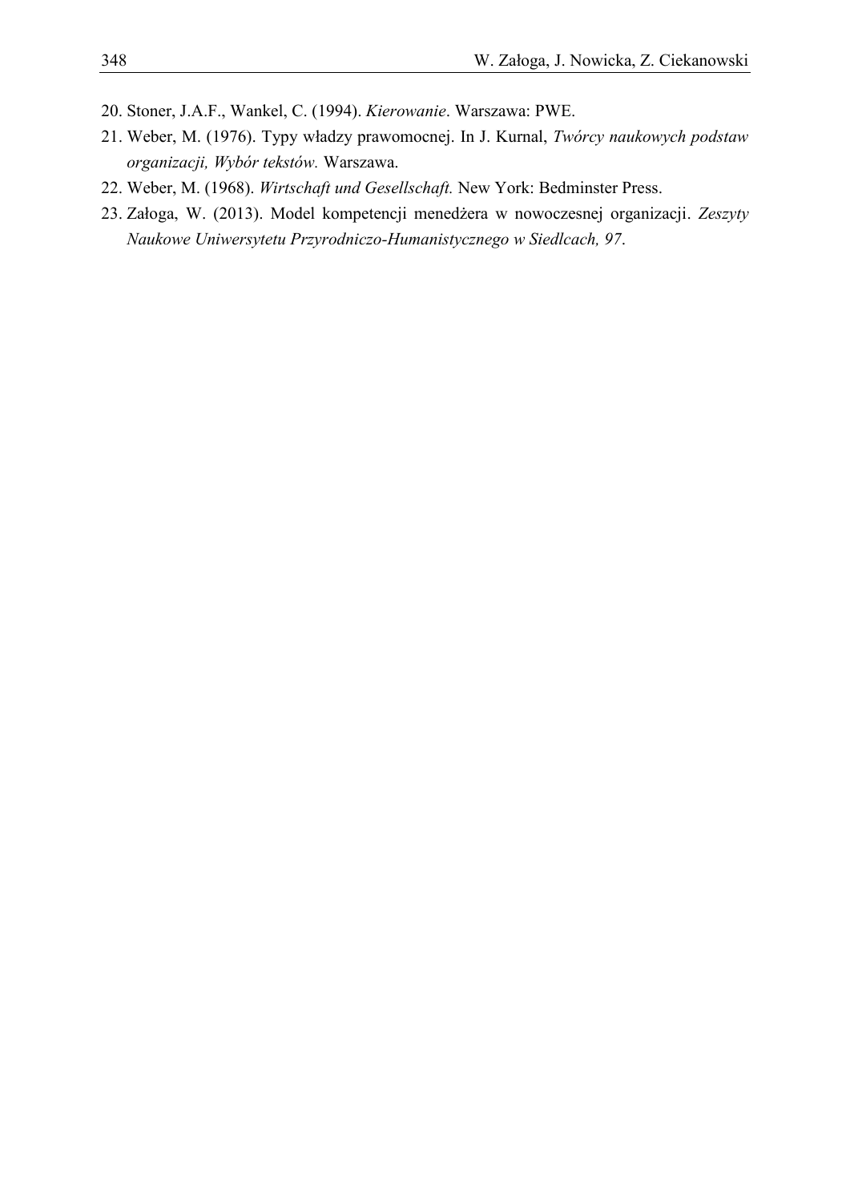20. Stoner, J.A.F., Wankel, C. (1994). *Kierowanie*. Warszawa: PWE.
21. Weber, M. (1976). Typy władzy prawomocnej. In J. Kurnal, *Twórcy naukowych podstaw organizacji, Wybór tekstów.* Warszawa.
22. Weber, M. (1968). *Wirtschaft und Gesellschaft.* New York: Bedminster Press.
23. Załoga, W. (2013). Model kompetencji menedżera w nowoczesnej organizacji. *Zeszyty Naukowe Uniwersytetu Przyrodniczo-Humanistycznego w Siedlcach, 97*.